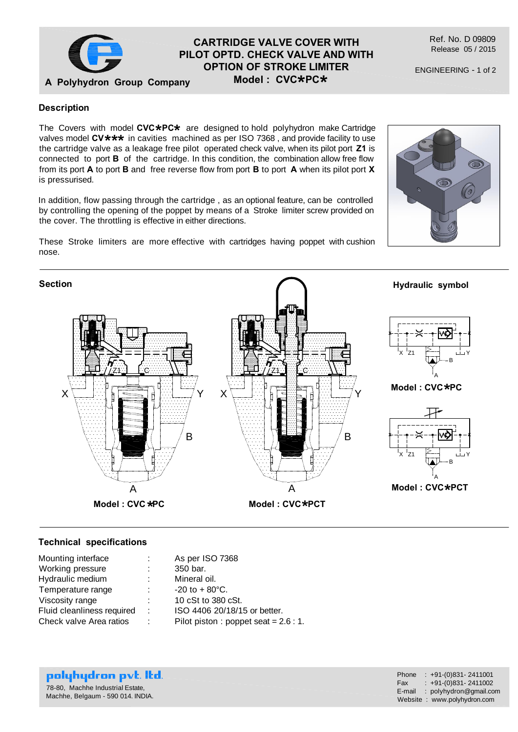# CARTRIDGE VALVE COVER WITH PILOT OPTD. CHECK VALVE AND WITH OPTION OF STROKE LIMITER

## Model : CVC*PC*

A Polyhydron Group Company

Ref. No. D 09809
Release 05 / 2015

ENGINEERING - 1 of 2

### Description

The Covers with model **CVC*PC*** are designed to hold polyhydron make Cartridge valves model **CV*** ** in cavities machined as per ISO 7368 , and provide facility to use the cartridge valve as a leakage free pilot operated check valve, when its pilot port **Z1** is connected to port **B** of the cartridge. In this condition, the combination allow free flow from its port **A** to port **B** and free reverse flow from port **B** to port **A** when its pilot port **X** is pressurised.

In addition, flow passing through the cartridge , as an optional feature, can be controlled by controlling the opening of the poppet by means of a Stroke limiter screw provided on the cover. The throttling is effective in either directions.

These Stroke limiters are more effective with cartridges having poppet with cushion nose.

### Section

X, Y, Z1, C, B, A

Model : CVC *PC

X, Y, Z1, C, B, A

Model : CVC*PCT

### Hydraulic symbol

X, Z1, Y, B, A

Model : CVC*PC

X, Z1, Y, B, A

Model : CVC*PCT

### Technical specifications

| | | |
|---|---|---|
| Mounting interface | : | As per ISO 7368 |
| Working pressure | : | 350 bar. |
| Hydraulic medium | : | Mineral oil. |
| Temperature range | : | -20 to + 80°C. |
| Viscosity range | : | 10 cSt to 380 cSt. |
| Fluid cleanliness required | : | ISO 4406 20/18/15 or better. |
| Check valve Area ratios | : | Pilot piston : poppet seat = 2.6 : 1. |

**polyhydron pvt. ltd.**
78-80, Machhe Industrial Estate,
Machhe, Belgaum - 590 014. INDIA.

Phone : +91-(0)831- 2411001
Fax : +91-(0)831- 2411002
E-mail : polyhydron@gmail.com
Website : www.polyhydron.com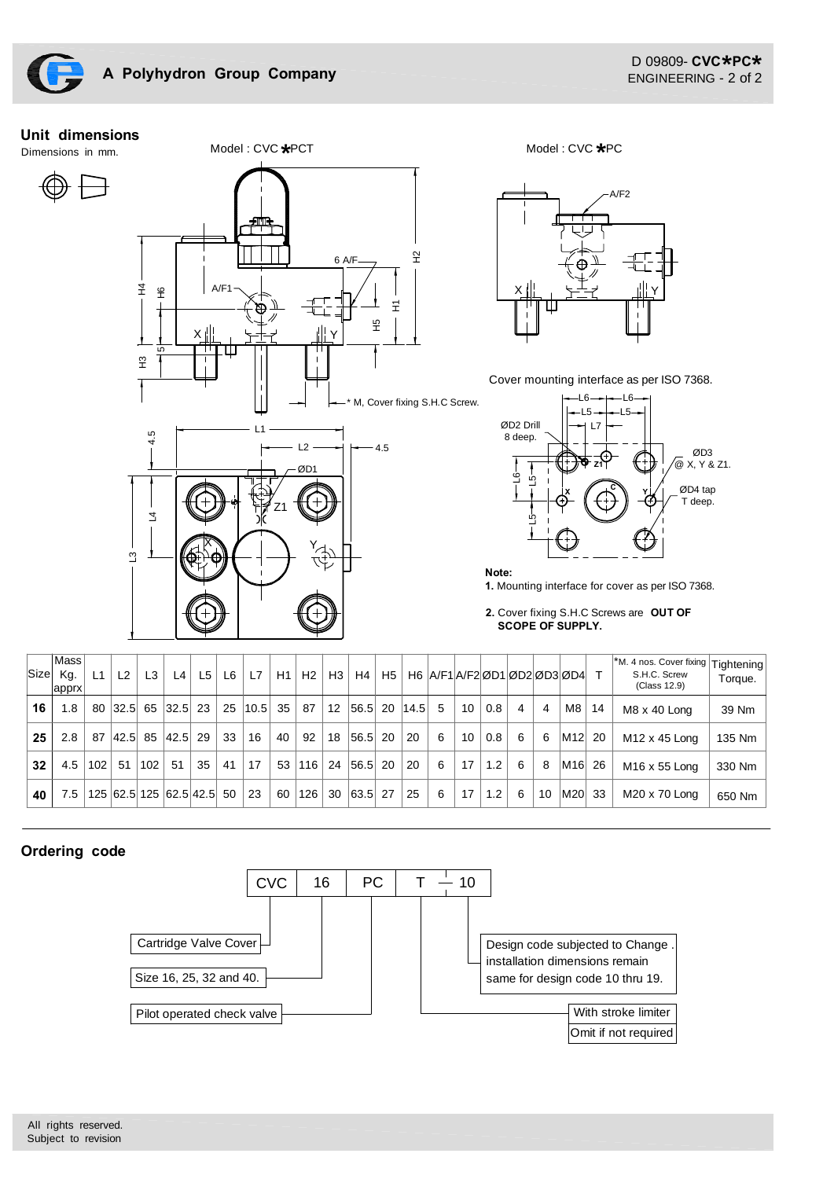## Unit dimensions

Dimensions in mm.

Model : CVC ✱PCT

Model : CVC ✱PC

A/F2

6 A/F

A/F1

X Y

H1 H2 H3 H4 H5 H6

\* M, Cover fixing S.H.C Screw.

L1 L2 L3 L4 4.5 ØD1 Z1

Cover mounting interface as per ISO 7368.

ØD2 Drill 8 deep.

ØD3 @ X, Y & Z1.

ØD4 tap T deep.

**Note:**

1. Mounting interface for cover as per ISO 7368.
2. Cover fixing S.H.C Screws are **OUT OF SCOPE OF SUPPLY.**

| Size | Mass Kg. apprx | L1 | L2 | L3 | L4 | L5 | L6 | L7 | H1 | H2 | H3 | H4 | H5 | H6 | A/F1 | A/F2 | ØD1 | ØD2 | ØD3 | ØD4 | T | \*M. 4 nos. Cover fixing S.H.C. Screw (Class 12.9) | Tightening Torque. |
|---|---|---|---|---|---|---|---|---|---|---|---|---|---|---|---|---|---|---|---|---|---|---|---|
| **16** | 1.8 | 80 | 32.5 | 65 | 32.5 | 23 | 25 | 10.5 | 35 | 87 | 12 | 56.5 | 20 | 14.5 | 5 | 10 | 0.8 | 4 | 4 | M8 | 14 | M8 x 40 Long | 39 Nm |
| **25** | 2.8 | 87 | 42.5 | 85 | 42.5 | 29 | 33 | 16 | 40 | 92 | 18 | 56.5 | 20 | 20 | 6 | 10 | 0.8 | 6 | 6 | M12 | 20 | M12 x 45 Long | 135 Nm |
| **32** | 4.5 | 102 | 51 | 102 | 51 | 35 | 41 | 17 | 53 | 116 | 24 | 56.5 | 20 | 20 | 6 | 17 | 1.2 | 6 | 8 | M16 | 26 | M16 x 55 Long | 330 Nm |
| **40** | 7.5 | 125 | 62.5 | 125 | 62.5 | 42.5 | 50 | 23 | 60 | 126 | 30 | 63.5 | 27 | 25 | 6 | 17 | 1.2 | 6 | 10 | M20 | 33 | M20 x 70 Long | 650 Nm |

## Ordering code

CVC | 16 | PC | T — 10

- CVC: Cartridge Valve Cover
- 16: Size 16, 25, 32 and 40.
- PC: Pilot operated check valve
- T: With stroke limiter / Omit if not required
- 10: Design code subjected to Change . installation dimensions remain same for design code 10 thru 19.